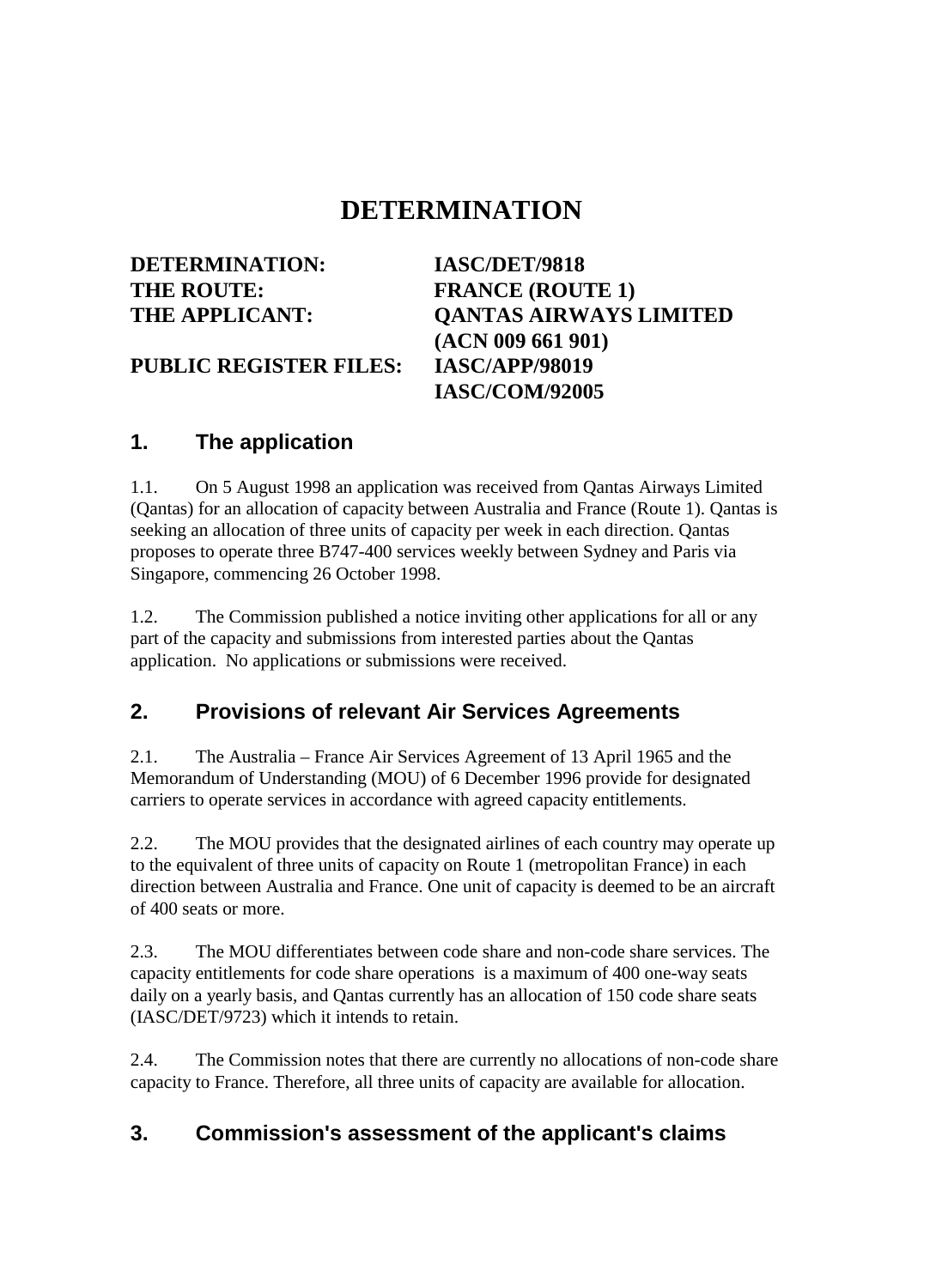# DETERMINATION

**DETERMINATION:** IASC/DET/9818
**THE ROUTE:** FRANCE (ROUTE 1)
**THE APPLICANT:** QANTAS AIRWAYS LIMITED (ACN 009 661 901)
**PUBLIC REGISTER FILES:** IASC/APP/98019
IASC/COM/92005

## 1. The application

1.1. On 5 August 1998 an application was received from Qantas Airways Limited (Qantas) for an allocation of capacity between Australia and France (Route 1). Qantas is seeking an allocation of three units of capacity per week in each direction. Qantas proposes to operate three B747-400 services weekly between Sydney and Paris via Singapore, commencing 26 October 1998.

1.2. The Commission published a notice inviting other applications for all or any part of the capacity and submissions from interested parties about the Qantas application. No applications or submissions were received.

## 2. Provisions of relevant Air Services Agreements

2.1. The Australia – France Air Services Agreement of 13 April 1965 and the Memorandum of Understanding (MOU) of 6 December 1996 provide for designated carriers to operate services in accordance with agreed capacity entitlements.

2.2. The MOU provides that the designated airlines of each country may operate up to the equivalent of three units of capacity on Route 1 (metropolitan France) in each direction between Australia and France. One unit of capacity is deemed to be an aircraft of 400 seats or more.

2.3. The MOU differentiates between code share and non-code share services. The capacity entitlements for code share operations is a maximum of 400 one-way seats daily on a yearly basis, and Qantas currently has an allocation of 150 code share seats (IASC/DET/9723) which it intends to retain.

2.4. The Commission notes that there are currently no allocations of non-code share capacity to France. Therefore, all three units of capacity are available for allocation.

## 3. Commission's assessment of the applicant's claims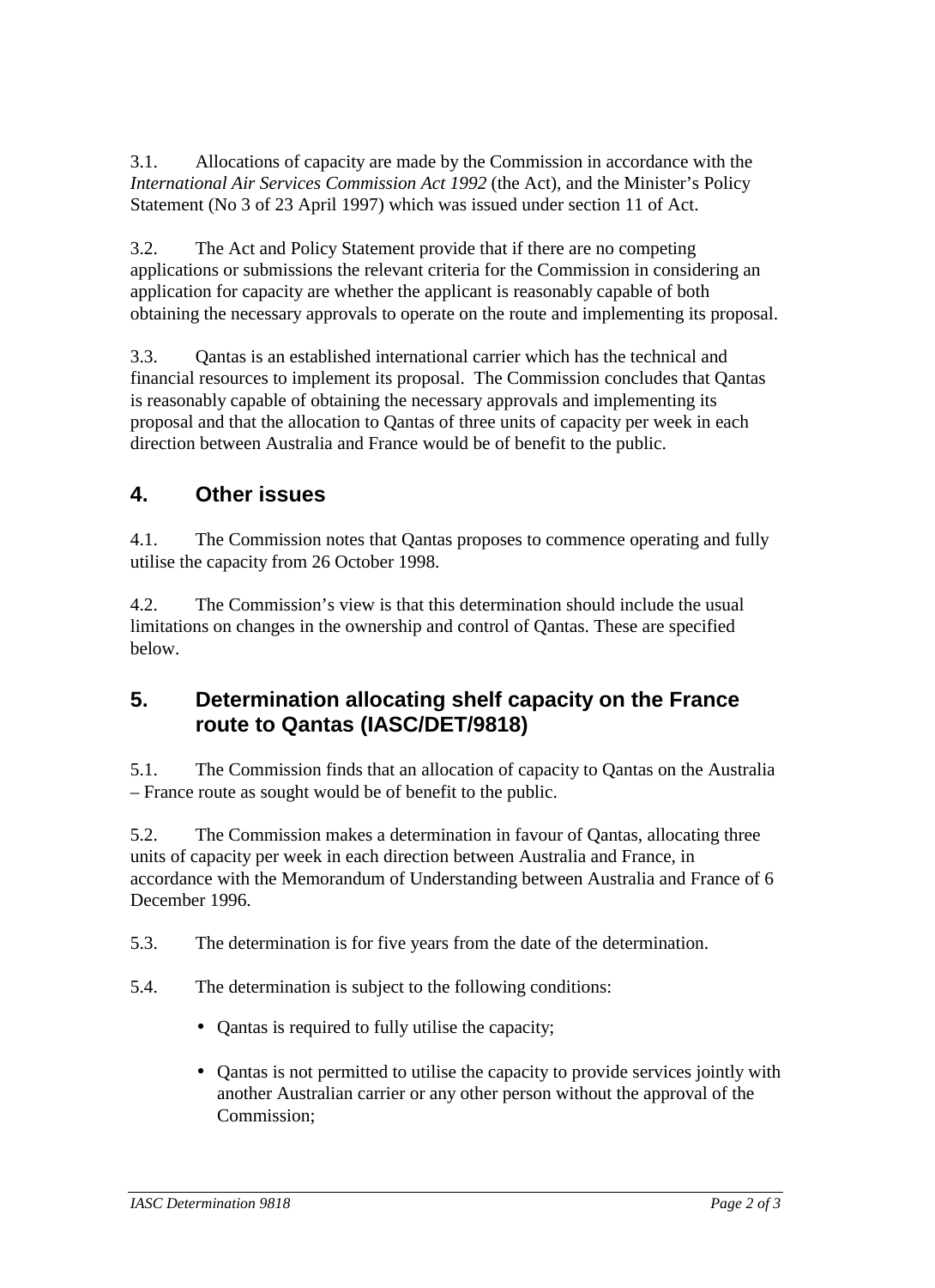3.1. Allocations of capacity are made by the Commission in accordance with the *International Air Services Commission Act 1992* (the Act), and the Minister's Policy Statement (No 3 of 23 April 1997) which was issued under section 11 of Act.

3.2. The Act and Policy Statement provide that if there are no competing applications or submissions the relevant criteria for the Commission in considering an application for capacity are whether the applicant is reasonably capable of both obtaining the necessary approvals to operate on the route and implementing its proposal.

3.3. Qantas is an established international carrier which has the technical and financial resources to implement its proposal. The Commission concludes that Qantas is reasonably capable of obtaining the necessary approvals and implementing its proposal and that the allocation to Qantas of three units of capacity per week in each direction between Australia and France would be of benefit to the public.

## 4. Other issues

4.1. The Commission notes that Qantas proposes to commence operating and fully utilise the capacity from 26 October 1998.

4.2. The Commission's view is that this determination should include the usual limitations on changes in the ownership and control of Qantas. These are specified below.

## 5. Determination allocating shelf capacity on the France route to Qantas (IASC/DET/9818)

5.1. The Commission finds that an allocation of capacity to Qantas on the Australia – France route as sought would be of benefit to the public.

5.2. The Commission makes a determination in favour of Qantas, allocating three units of capacity per week in each direction between Australia and France, in accordance with the Memorandum of Understanding between Australia and France of 6 December 1996.

5.3. The determination is for five years from the date of the determination.

5.4. The determination is subject to the following conditions:

- Qantas is required to fully utilise the capacity;
- Qantas is not permitted to utilise the capacity to provide services jointly with another Australian carrier or any other person without the approval of the Commission;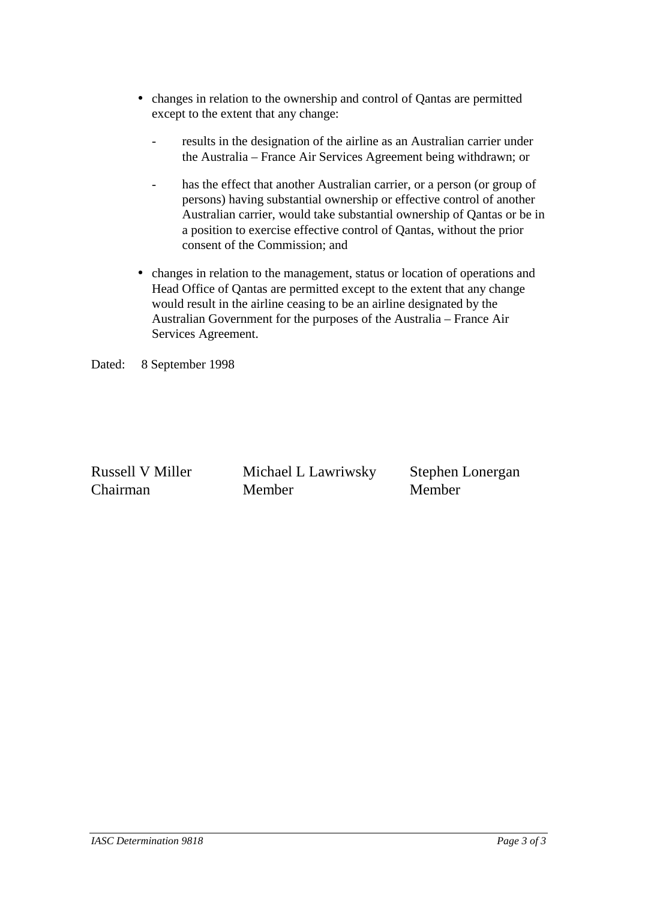- changes in relation to the ownership and control of Qantas are permitted except to the extent that any change:
  - results in the designation of the airline as an Australian carrier under the Australia – France Air Services Agreement being withdrawn; or
  - has the effect that another Australian carrier, or a person (or group of persons) having substantial ownership or effective control of another Australian carrier, would take substantial ownership of Qantas or be in a position to exercise effective control of Qantas, without the prior consent of the Commission; and
- changes in relation to the management, status or location of operations and Head Office of Qantas are permitted except to the extent that any change would result in the airline ceasing to be an airline designated by the Australian Government for the purposes of the Australia – France Air Services Agreement.

Dated: 8 September 1998

| | | |
|---|---|---|
| Russell V Miller | Michael L Lawriwsky | Stephen Lonergan |
| Chairman | Member | Member |